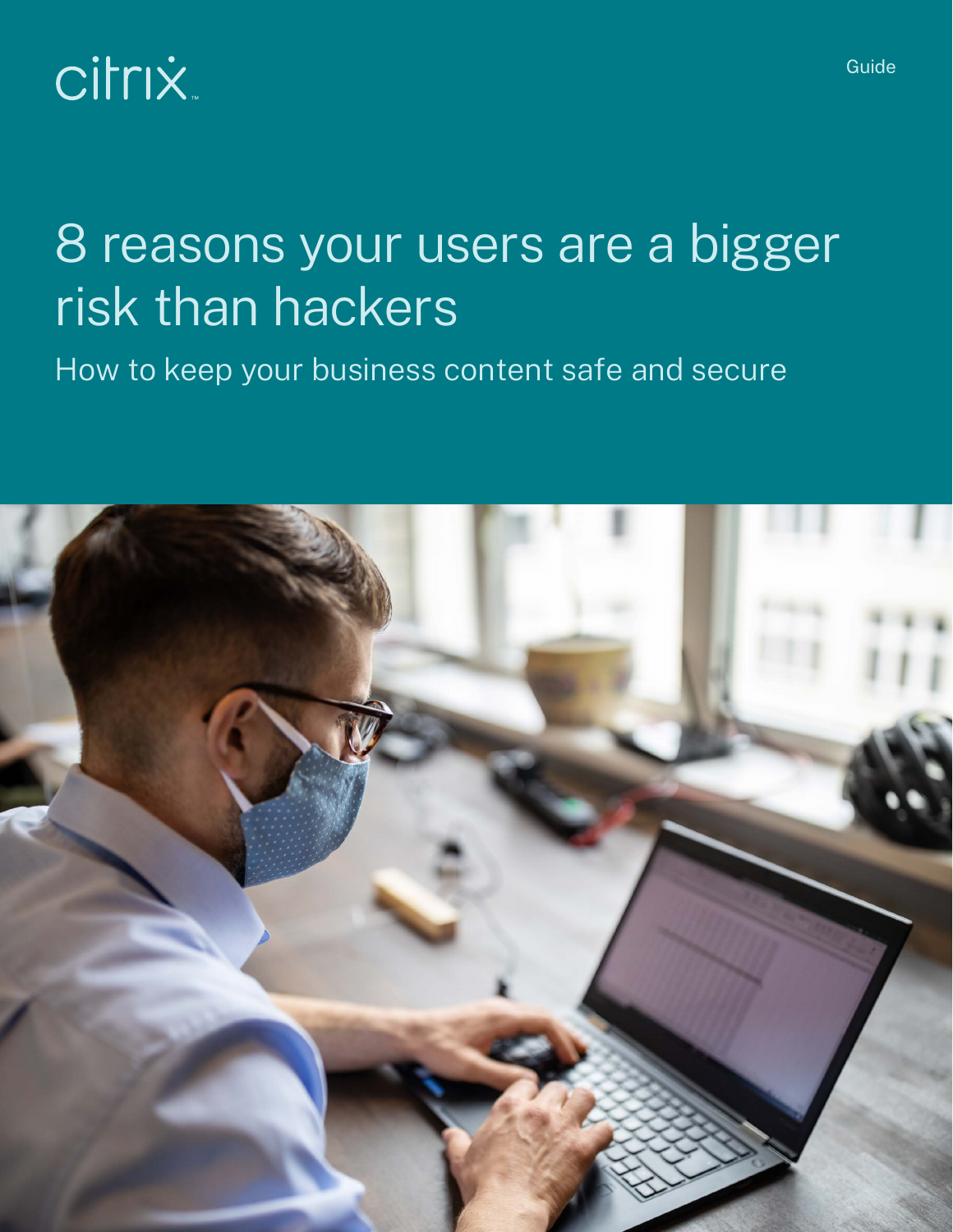citrix

Guide

# 8 reasons your users are a bigger risk than hackers

## How to keep your business content safe and secure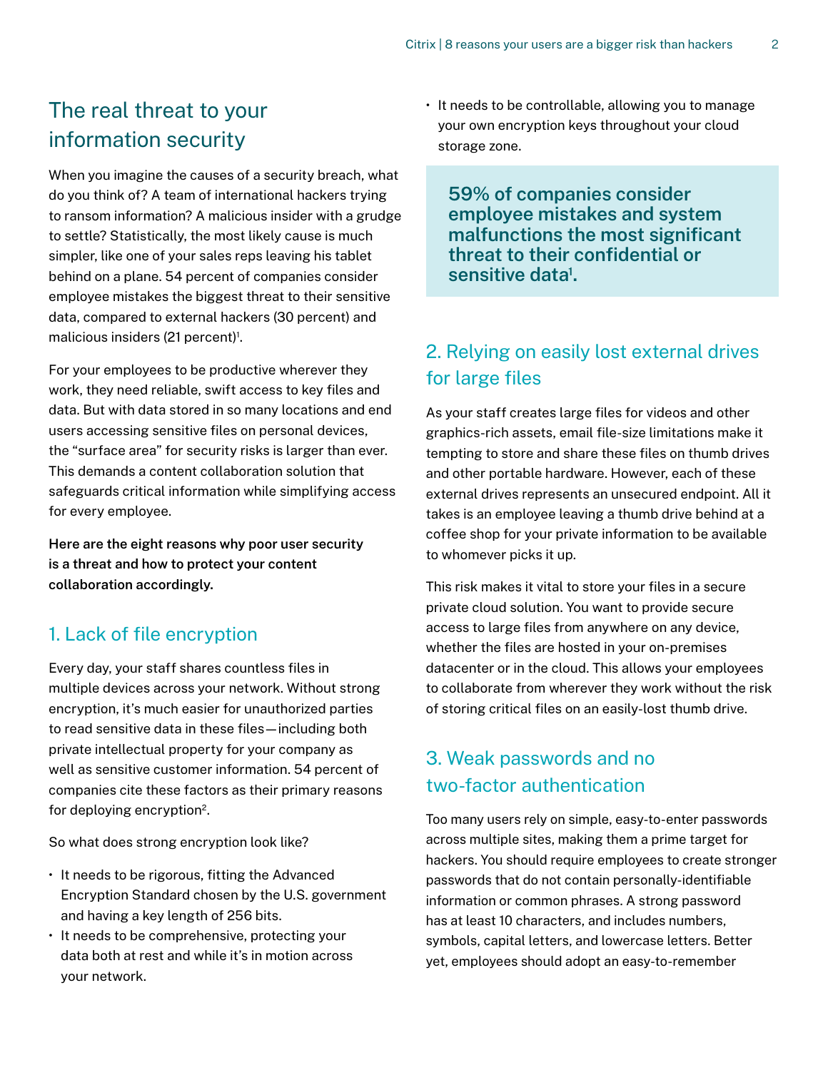## The real threat to your information security

When you imagine the causes of a security breach, what do you think of? A team of international hackers trying to ransom information? A malicious insider with a grudge to settle? Statistically, the most likely cause is much simpler, like one of your sales reps leaving his tablet behind on a plane. 54 percent of companies consider employee mistakes the biggest threat to their sensitive data, compared to external hackers (30 percent) and malicious insiders (21 percent)[1].

For your employees to be productive wherever they work, they need reliable, swift access to key files and data. But with data stored in so many locations and end users accessing sensitive files on personal devices, the "surface area" for security risks is larger than ever. This demands a content collaboration solution that safeguards critical information while simplifying access for every employee.

**Here are the eight reasons why poor user security is a threat and how to protect your content collaboration accordingly.**

### 1. Lack of file encryption

Every day, your staff shares countless files in multiple devices across your network. Without strong encryption, it's much easier for unauthorized parties to read sensitive data in these files—including both private intellectual property for your company as well as sensitive customer information. 54 percent of companies cite these factors as their primary reasons for deploying encryption[2].

So what does strong encryption look like?

- It needs to be rigorous, fitting the Advanced Encryption Standard chosen by the U.S. government and having a key length of 256 bits.
- It needs to be comprehensive, protecting your data both at rest and while it's in motion across your network.
- It needs to be controllable, allowing you to manage your own encryption keys throughout your cloud storage zone.

**59% of companies consider employee mistakes and system malfunctions the most significant threat to their confidential or sensitive data[1].**

### 2. Relying on easily lost external drives for large files

As your staff creates large files for videos and other graphics-rich assets, email file-size limitations make it tempting to store and share these files on thumb drives and other portable hardware. However, each of these external drives represents an unsecured endpoint. All it takes is an employee leaving a thumb drive behind at a coffee shop for your private information to be available to whomever picks it up.

This risk makes it vital to store your files in a secure private cloud solution. You want to provide secure access to large files from anywhere on any device, whether the files are hosted in your on-premises datacenter or in the cloud. This allows your employees to collaborate from wherever they work without the risk of storing critical files on an easily-lost thumb drive.

### 3. Weak passwords and no two-factor authentication

Too many users rely on simple, easy-to-enter passwords across multiple sites, making them a prime target for hackers. You should require employees to create stronger passwords that do not contain personally-identifiable information or common phrases. A strong password has at least 10 characters, and includes numbers, symbols, capital letters, and lowercase letters. Better yet, employees should adopt an easy-to-remember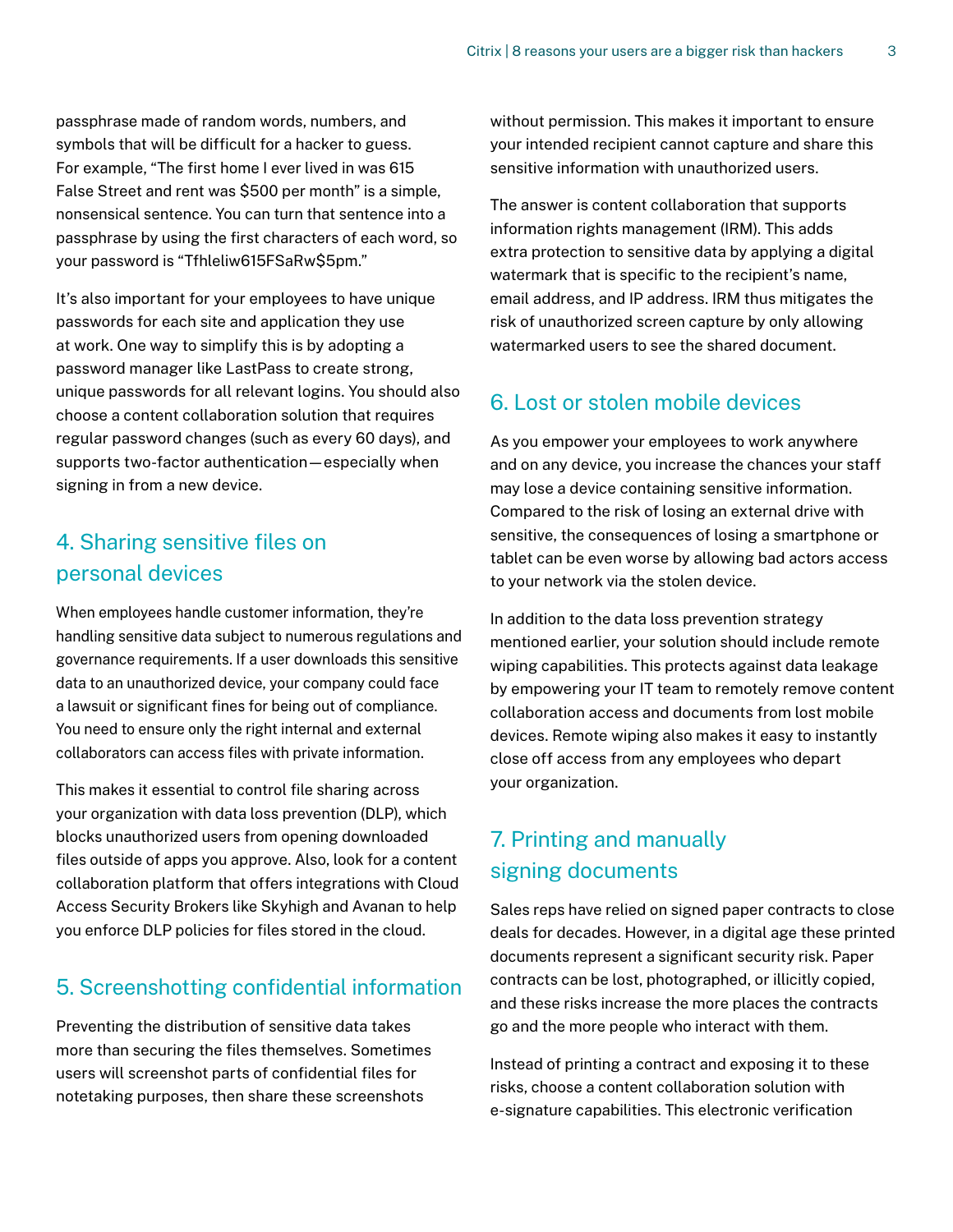passphrase made of random words, numbers, and symbols that will be difficult for a hacker to guess. For example, "The first home I ever lived in was 615 False Street and rent was $500 per month" is a simple, nonsensical sentence. You can turn that sentence into a passphrase by using the first characters of each word, so your password is "Tfhleliw615FSaRw$5pm."

It's also important for your employees to have unique passwords for each site and application they use at work. One way to simplify this is by adopting a password manager like LastPass to create strong, unique passwords for all relevant logins. You should also choose a content collaboration solution that requires regular password changes (such as every 60 days), and supports two-factor authentication—especially when signing in from a new device.

## 4. Sharing sensitive files on personal devices

When employees handle customer information, they're handling sensitive data subject to numerous regulations and governance requirements. If a user downloads this sensitive data to an unauthorized device, your company could face a lawsuit or significant fines for being out of compliance. You need to ensure only the right internal and external collaborators can access files with private information.

This makes it essential to control file sharing across your organization with data loss prevention (DLP), which blocks unauthorized users from opening downloaded files outside of apps you approve. Also, look for a content collaboration platform that offers integrations with Cloud Access Security Brokers like Skyhigh and Avanan to help you enforce DLP policies for files stored in the cloud.

## 5. Screenshotting confidential information

Preventing the distribution of sensitive data takes more than securing the files themselves. Sometimes users will screenshot parts of confidential files for notetaking purposes, then share these screenshots without permission. This makes it important to ensure your intended recipient cannot capture and share this sensitive information with unauthorized users.

The answer is content collaboration that supports information rights management (IRM). This adds extra protection to sensitive data by applying a digital watermark that is specific to the recipient's name, email address, and IP address. IRM thus mitigates the risk of unauthorized screen capture by only allowing watermarked users to see the shared document.

## 6. Lost or stolen mobile devices

As you empower your employees to work anywhere and on any device, you increase the chances your staff may lose a device containing sensitive information. Compared to the risk of losing an external drive with sensitive, the consequences of losing a smartphone or tablet can be even worse by allowing bad actors access to your network via the stolen device.

In addition to the data loss prevention strategy mentioned earlier, your solution should include remote wiping capabilities. This protects against data leakage by empowering your IT team to remotely remove content collaboration access and documents from lost mobile devices. Remote wiping also makes it easy to instantly close off access from any employees who depart your organization.

## 7. Printing and manually signing documents

Sales reps have relied on signed paper contracts to close deals for decades. However, in a digital age these printed documents represent a significant security risk. Paper contracts can be lost, photographed, or illicitly copied, and these risks increase the more places the contracts go and the more people who interact with them.

Instead of printing a contract and exposing it to these risks, choose a content collaboration solution with e-signature capabilities. This electronic verification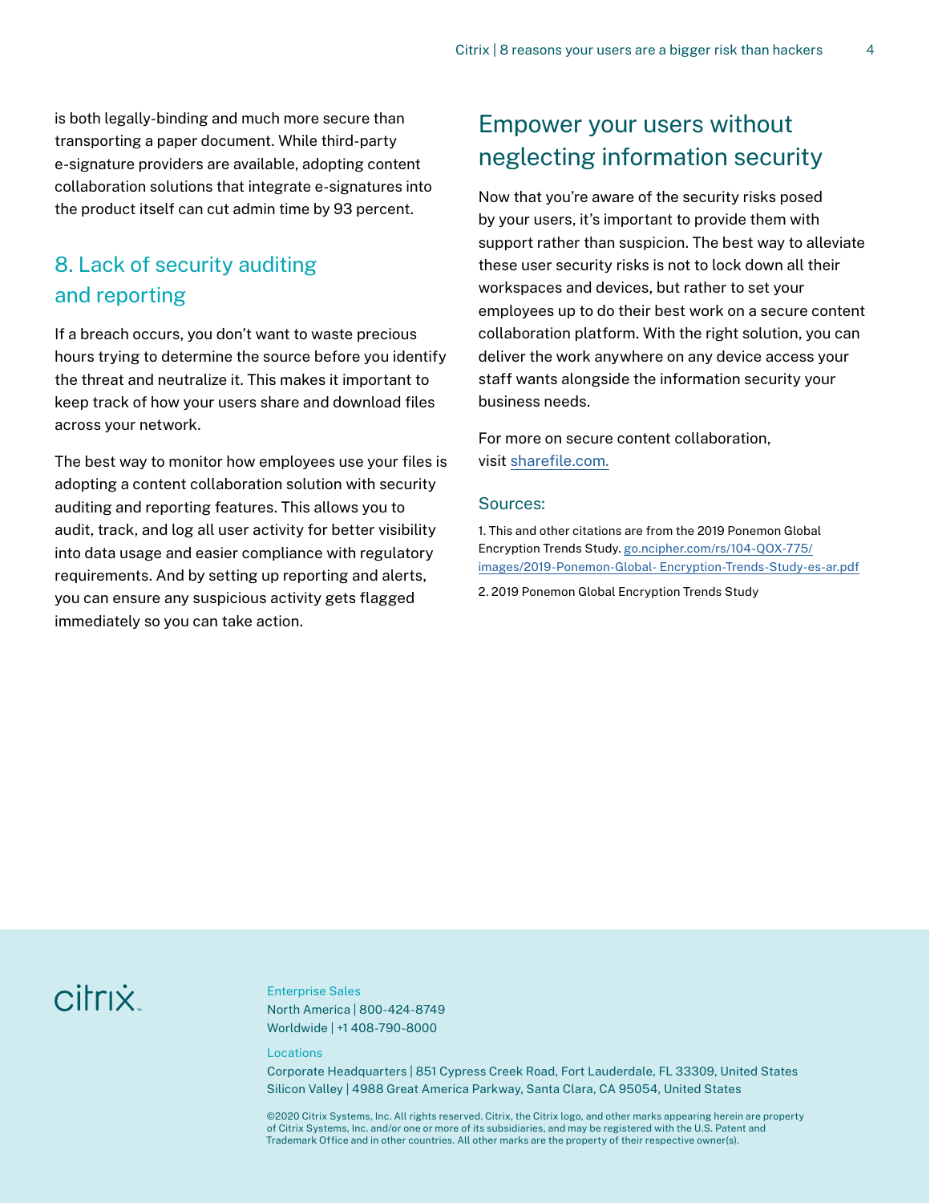is both legally-binding and much more secure than transporting a paper document. While third-party e-signature providers are available, adopting content collaboration solutions that integrate e-signatures into the product itself can cut admin time by 93 percent.

### 8. Lack of security auditing and reporting

If a breach occurs, you don't want to waste precious hours trying to determine the source before you identify the threat and neutralize it. This makes it important to keep track of how your users share and download files across your network.

The best way to monitor how employees use your files is adopting a content collaboration solution with security auditing and reporting features. This allows you to audit, track, and log all user activity for better visibility into data usage and easier compliance with regulatory requirements. And by setting up reporting and alerts, you can ensure any suspicious activity gets flagged immediately so you can take action.

## Empower your users without neglecting information security

Now that you're aware of the security risks posed by your users, it's important to provide them with support rather than suspicion. The best way to alleviate these user security risks is not to lock down all their workspaces and devices, but rather to set your employees up to do their best work on a secure content collaboration platform. With the right solution, you can deliver the work anywhere on any device access your staff wants alongside the information security your business needs.

For more on secure content collaboration, visit [sharefile.com.](https://sharefile.com)

### Sources:

1. This and other citations are from the 2019 Ponemon Global Encryption Trends Study. go.ncipher.com/rs/104-QOX-775/images/2019-Ponemon-Global- Encryption-Trends-Study-es-ar.pdf

2. 2019 Ponemon Global Encryption Trends Study

citrix

Enterprise Sales
North America | 800-424-8749
Worldwide | +1 408-790-8000

Locations
Corporate Headquarters | 851 Cypress Creek Road, Fort Lauderdale, FL 33309, United States
Silicon Valley | 4988 Great America Parkway, Santa Clara, CA 95054, United States

©2020 Citrix Systems, Inc. All rights reserved. Citrix, the Citrix logo, and other marks appearing herein are property of Citrix Systems, Inc. and/or one or more of its subsidiaries, and may be registered with the U.S. Patent and Trademark Office and in other countries. All other marks are the property of their respective owner(s).